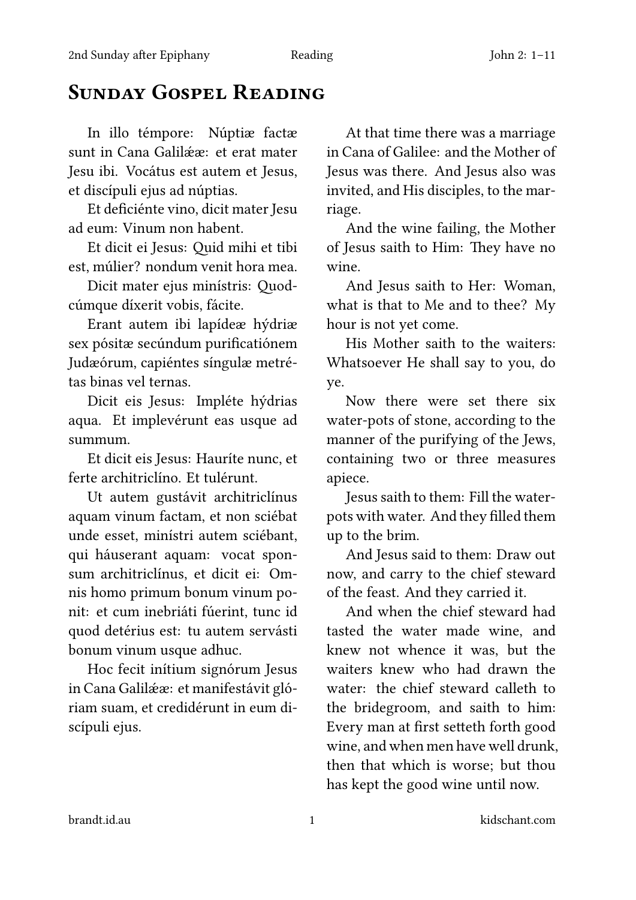# Sunday Gospel Reading

In illo témpore: Núptiæ factæ sunt in Cana Galilǽæ: et erat mater Jesu ibi. Vocátus est autem et Jesus, et discípuli ejus ad núptias.

Et deficiénte vino, dicit mater Jesu ad eum: Vinum non habent.

Et dicit ei Jesus: Quid mihi et tibi est, múlier? nondum venit hora mea.

Dicit mater ejus minístris: Quodcúmque díxerit vobis, fácite.

Erant autem ibi lapídeæ hýdriæ sex pósitæ secúndum purificatiónem Judæórum, capiéntes síngulæ metrétas binas vel ternas.

Dicit eis Jesus: Impléte hýdrias aqua. Et implevérunt eas usque ad summum.

Et dicit eis Jesus: Hauríte nunc, et ferte architriclíno. Et tulérunt.

Ut autem gustávit architriclínus aquam vinum factam, et non sciébat unde esset, minístri autem sciébant, qui háuserant aquam: vocat sponsum architriclínus, et dicit ei: Omnis homo primum bonum vinum ponit: et cum inebriáti fúerint, tunc id quod detérius est: tu autem servásti bonum vinum usque adhuc.

Hoc fecit inítium signórum Jesus in Cana Galilǽæ: et manifestávit glóriam suam, et credidérunt in eum discípuli ejus.

At that time there was a marriage in Cana of Galilee: and the Mother of Jesus was there. And Jesus also was invited, and His disciples, to the marriage.

And the wine failing, the Mother of Jesus saith to Him: They have no wine.

And Jesus saith to Her: Woman, what is that to Me and to thee? My hour is not yet come.

His Mother saith to the waiters: Whatsoever He shall say to you, do ye.

Now there were set there six water-pots of stone, according to the manner of the purifying of the Jews, containing two or three measures apiece.

Jesus saith to them: Fill the water-pots with water. And they filled them up to the brim.

And Jesus said to them: Draw out now, and carry to the chief steward of the feast. And they carried it.

And when the chief steward had tasted the water made wine, and knew not whence it was, but the waiters knew who had drawn the water: the chief steward calleth to the bridegroom, and saith to him: Every man at first setteth forth good wine, and when men have well drunk, then that which is worse; but thou has kept the good wine until now.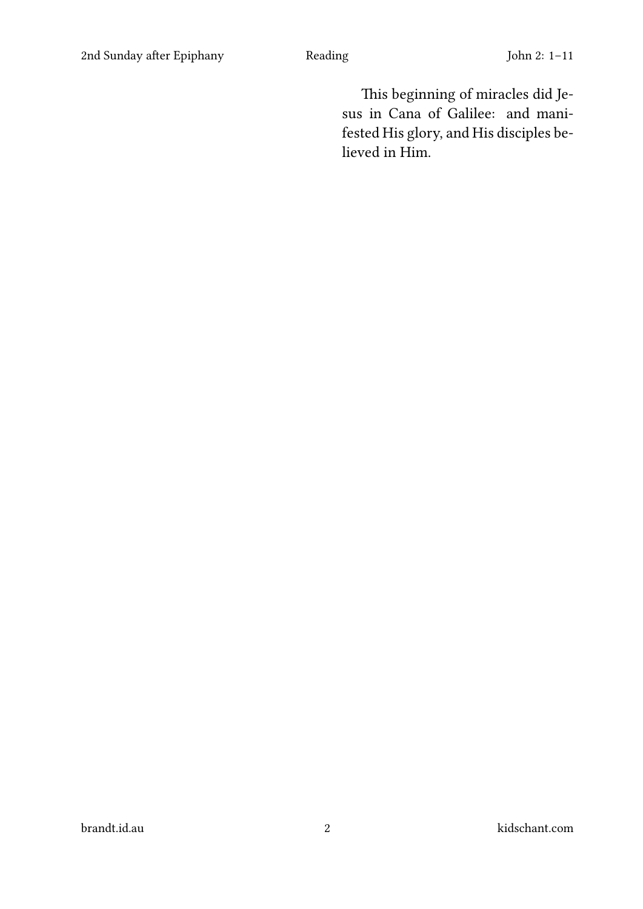This beginning of miracles did Jesus in Cana of Galilee: and manifested His glory, and His disciples believed in Him.